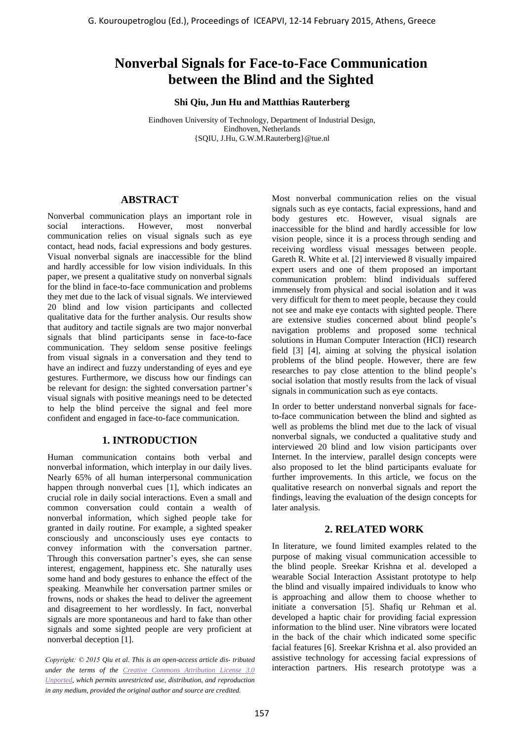# Nonverbal Signals for Face-to-Face Communication between the Blind and the Sighted

**Shi Qiu, Jun Hu and Matthias Rauterberg**

Eindhoven University of Technology, Department of Industrial Design, Eindhoven, Netherlands
{SQIU, J.Hu, G.W.M.Rauterberg}@tue.nl

## ABSTRACT

Nonverbal communication plays an important role in social interactions. However, most nonverbal communication relies on visual signals such as eye contact, head nods, facial expressions and body gestures. Visual nonverbal signals are inaccessible for the blind and hardly accessible for low vision individuals. In this paper, we present a qualitative study on nonverbal signals for the blind in face-to-face communication and problems they met due to the lack of visual signals. We interviewed 20 blind and low vision participants and collected qualitative data for the further analysis. Our results show that auditory and tactile signals are two major nonverbal signals that blind participants sense in face-to-face communication. They seldom sense positive feelings from visual signals in a conversation and they tend to have an indirect and fuzzy understanding of eyes and eye gestures. Furthermore, we discuss how our findings can be relevant for design: the sighted conversation partner's visual signals with positive meanings need to be detected to help the blind perceive the signal and feel more confident and engaged in face-to-face communication.

## 1. INTRODUCTION

Human communication contains both verbal and nonverbal information, which interplay in our daily lives. Nearly 65% of all human interpersonal communication happen through nonverbal cues [1], which indicates an crucial role in daily social interactions. Even a small and common conversation could contain a wealth of nonverbal information, which sighed people take for granted in daily routine. For example, a sighted speaker consciously and unconsciously uses eye contacts to convey information with the conversation partner. Through this conversation partner's eyes, she can sense interest, engagement, happiness etc. She naturally uses some hand and body gestures to enhance the effect of the speaking. Meanwhile her conversation partner smiles or frowns, nods or shakes the head to deliver the agreement and disagreement to her wordlessly. In fact, nonverbal signals are more spontaneous and hard to fake than other signals and some sighted people are very proficient at nonverbal deception [1].

*Copyright: © 2015 Qiu et al. This is an open-access article dis- tributed under the terms of the Creative Commons Attribution License 3.0 Unported, which permits unrestricted use, distribution, and reproduction in any medium, provided the original author and source are credited.*

Most nonverbal communication relies on the visual signals such as eye contacts, facial expressions, hand and body gestures etc. However, visual signals are inaccessible for the blind and hardly accessible for low vision people, since it is a process through sending and receiving wordless visual messages between people. Gareth R. White et al. [2] interviewed 8 visually impaired expert users and one of them proposed an important communication problem: blind individuals suffered immensely from physical and social isolation and it was very difficult for them to meet people, because they could not see and make eye contacts with sighted people. There are extensive studies concerned about blind people's navigation problems and proposed some technical solutions in Human Computer Interaction (HCI) research field [3] [4], aiming at solving the physical isolation problems of the blind people. However, there are few researches to pay close attention to the blind people's social isolation that mostly results from the lack of visual signals in communication such as eye contacts.

In order to better understand nonverbal signals for face-to-face communication between the blind and sighted as well as problems the blind met due to the lack of visual nonverbal signals, we conducted a qualitative study and interviewed 20 blind and low vision participants over Internet. In the interview, parallel design concepts were also proposed to let the blind participants evaluate for further improvements. In this article, we focus on the qualitative research on nonverbal signals and report the findings, leaving the evaluation of the design concepts for later analysis.

## 2. RELATED WORK

In literature, we found limited examples related to the purpose of making visual communication accessible to the blind people. Sreekar Krishna et al. developed a wearable Social Interaction Assistant prototype to help the blind and visually impaired individuals to know who is approaching and allow them to choose whether to initiate a conversation [5]. Shafiq ur Rehman et al. developed a haptic chair for providing facial expression information to the blind user. Nine vibrators were located in the back of the chair which indicated some specific facial features [6]. Sreekar Krishna et al. also provided an assistive technology for accessing facial expressions of interaction partners. His research prototype was a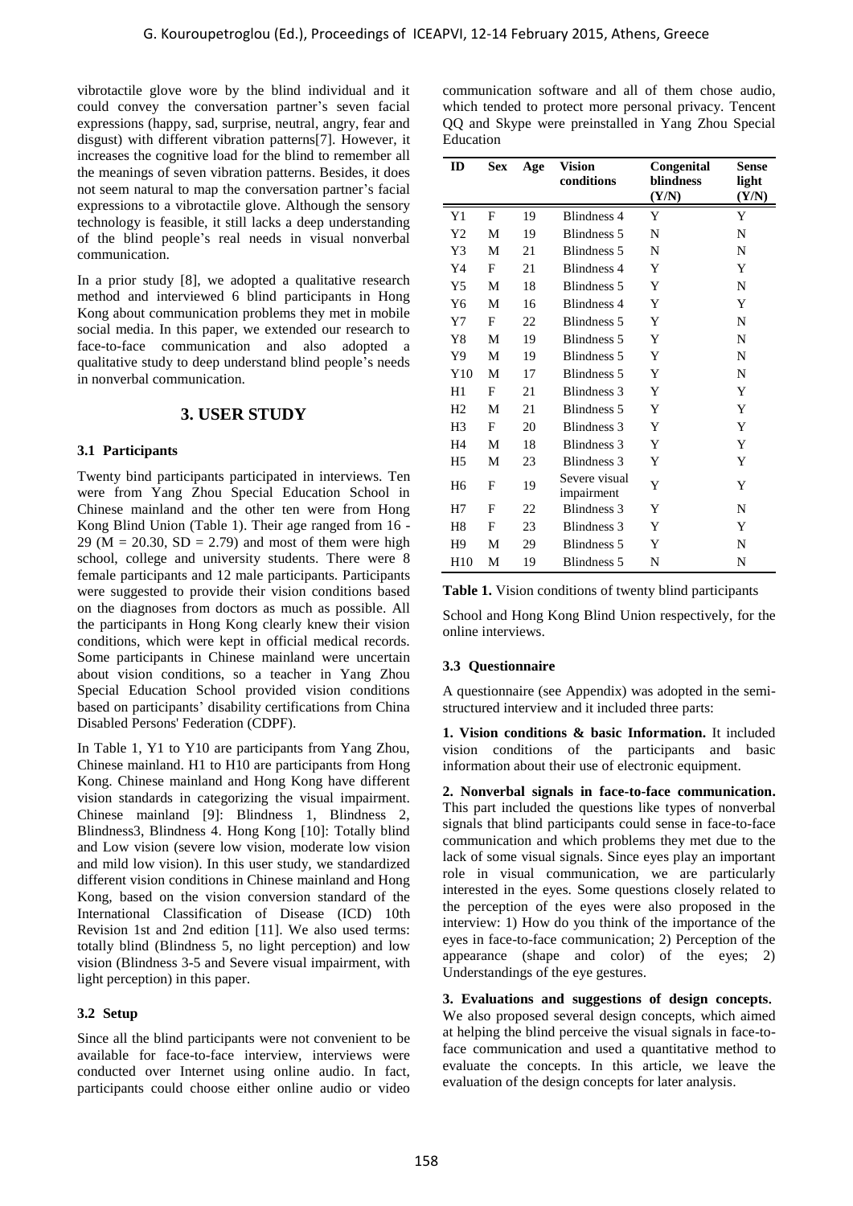vibrotactile glove wore by the blind individual and it could convey the conversation partner's seven facial expressions (happy, sad, surprise, neutral, angry, fear and disgust) with different vibration patterns[7]. However, it increases the cognitive load for the blind to remember all the meanings of seven vibration patterns. Besides, it does not seem natural to map the conversation partner's facial expressions to a vibrotactile glove. Although the sensory technology is feasible, it still lacks a deep understanding of the blind people's real needs in visual nonverbal communication.

In a prior study [8], we adopted a qualitative research method and interviewed 6 blind participants in Hong Kong about communication problems they met in mobile social media. In this paper, we extended our research to face-to-face communication and also adopted a qualitative study to deep understand blind people's needs in nonverbal communication.

## 3. USER STUDY

### 3.1 Participants

Twenty bind participants participated in interviews. Ten were from Yang Zhou Special Education School in Chinese mainland and the other ten were from Hong Kong Blind Union (Table 1). Their age ranged from 16 - 29 ($M = 20.30$, $SD = 2.79$) and most of them were high school, college and university students. There were 8 female participants and 12 male participants. Participants were suggested to provide their vision conditions based on the diagnoses from doctors as much as possible. All the participants in Hong Kong clearly knew their vision conditions, which were kept in official medical records. Some participants in Chinese mainland were uncertain about vision conditions, so a teacher in Yang Zhou Special Education School provided vision conditions based on participants' disability certifications from China Disabled Persons' Federation (CDPF).

In Table 1, Y1 to Y10 are participants from Yang Zhou, Chinese mainland. H1 to H10 are participants from Hong Kong. Chinese mainland and Hong Kong have different vision standards in categorizing the visual impairment. Chinese mainland [9]: Blindness 1, Blindness 2, Blindness3, Blindness 4. Hong Kong [10]: Totally blind and Low vision (severe low vision, moderate low vision and mild low vision). In this user study, we standardized different vision conditions in Chinese mainland and Hong Kong, based on the vision conversion standard of the International Classification of Disease (ICD) 10th Revision 1st and 2nd edition [11]. We also used terms: totally blind (Blindness 5, no light perception) and low vision (Blindness 3-5 and Severe visual impairment, with light perception) in this paper.

### 3.2 Setup

Since all the blind participants were not convenient to be available for face-to-face interview, interviews were conducted over Internet using online audio. In fact, participants could choose either online audio or video communication software and all of them chose audio, which tended to protect more personal privacy. Tencent QQ and Skype were preinstalled in Yang Zhou Special Education School and Hong Kong Blind Union respectively, for the online interviews.

| ID | Sex | Age | Vision conditions | Congenital blindness (Y/N) | Sense light (Y/N) |
|---|---|---|---|---|---|
| Y1 | F | 19 | Blindness 4 | Y | Y |
| Y2 | M | 19 | Blindness 5 | N | N |
| Y3 | M | 21 | Blindness 5 | N | N |
| Y4 | F | 21 | Blindness 4 | Y | Y |
| Y5 | M | 18 | Blindness 5 | Y | N |
| Y6 | M | 16 | Blindness 4 | Y | Y |
| Y7 | F | 22 | Blindness 5 | Y | N |
| Y8 | M | 19 | Blindness 5 | Y | N |
| Y9 | M | 19 | Blindness 5 | Y | N |
| Y10 | M | 17 | Blindness 5 | Y | N |
| H1 | F | 21 | Blindness 3 | Y | Y |
| H2 | M | 21 | Blindness 5 | Y | Y |
| H3 | F | 20 | Blindness 3 | Y | Y |
| H4 | M | 18 | Blindness 3 | Y | Y |
| H5 | M | 23 | Blindness 3 | Y | Y |
| H6 | F | 19 | Severe visual impairment | Y | Y |
| H7 | F | 22 | Blindness 3 | Y | N |
| H8 | F | 23 | Blindness 3 | Y | Y |
| H9 | M | 29 | Blindness 5 | Y | N |
| H10 | M | 19 | Blindness 5 | N | N |

**Table 1.** Vision conditions of twenty blind participants

### 3.3 Questionnaire

A questionnaire (see Appendix) was adopted in the semi-structured interview and it included three parts:

**1. Vision conditions & basic Information.** It included vision conditions of the participants and basic information about their use of electronic equipment.

**2. Nonverbal signals in face-to-face communication.** This part included the questions like types of nonverbal signals that blind participants could sense in face-to-face communication and which problems they met due to the lack of some visual signals. Since eyes play an important role in visual communication, we are particularly interested in the eyes. Some questions closely related to the perception of the eyes were also proposed in the interview: 1) How do you think of the importance of the eyes in face-to-face communication; 2) Perception of the appearance (shape and color) of the eyes; 2) Understandings of the eye gestures.

**3. Evaluations and suggestions of design concepts.** We also proposed several design concepts, which aimed at helping the blind perceive the visual signals in face-to-face communication and used a quantitative method to evaluate the concepts. In this article, we leave the evaluation of the design concepts for later analysis.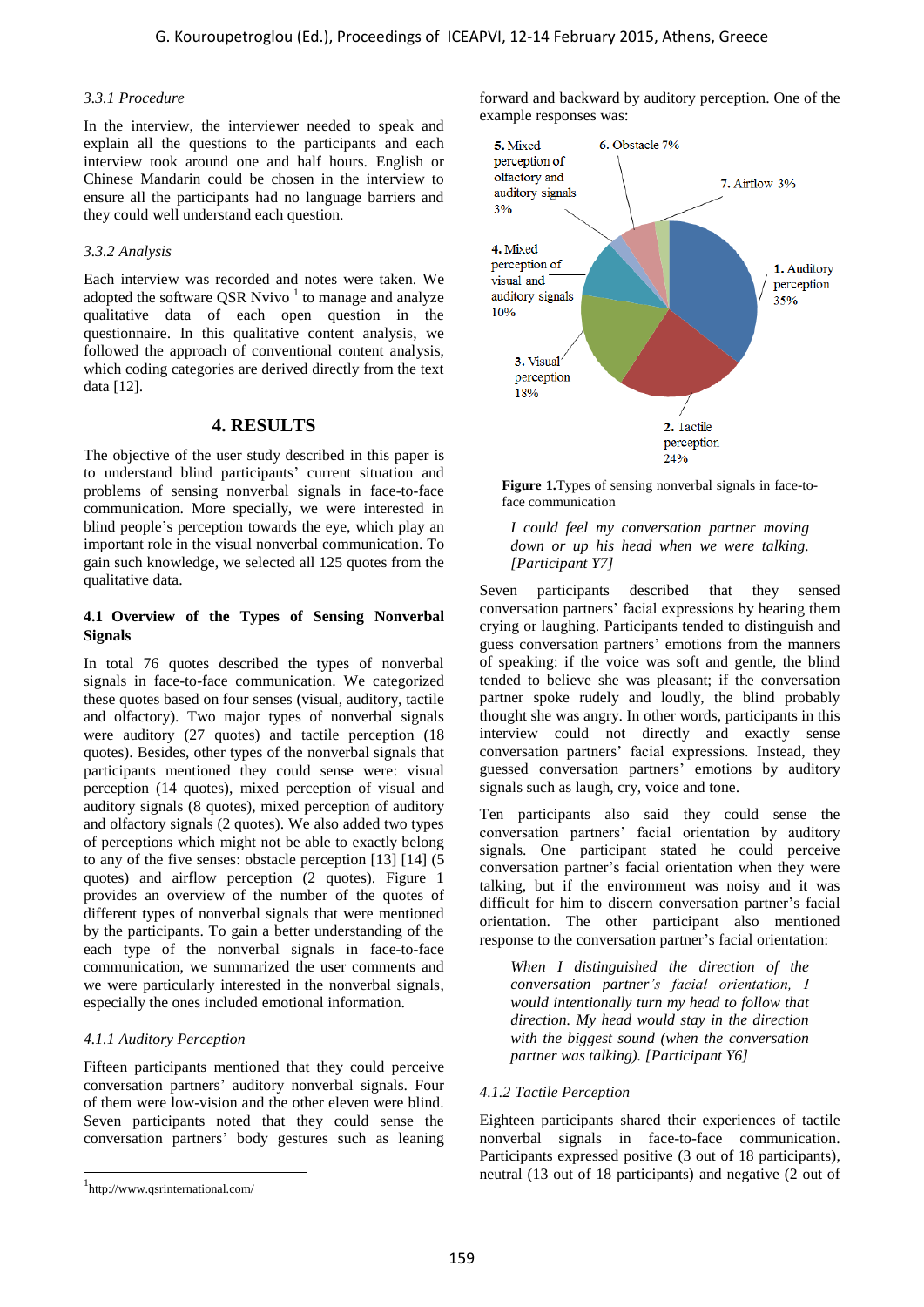#### *3.3.1 Procedure*

In the interview, the interviewer needed to speak and explain all the questions to the participants and each interview took around one and half hours. English or Chinese Mandarin could be chosen in the interview to ensure all the participants had no language barriers and they could well understand each question.

#### *3.3.2 Analysis*

Each interview was recorded and notes were taken. We adopted the software QSR Nvivo [1] to manage and analyze qualitative data of each open question in the questionnaire. In this qualitative content analysis, we followed the approach of conventional content analysis, which coding categories are derived directly from the text data [12].

## 4. RESULTS

The objective of the user study described in this paper is to understand blind participants' current situation and problems of sensing nonverbal signals in face-to-face communication. More specially, we were interested in blind people's perception towards the eye, which play an important role in the visual nonverbal communication. To gain such knowledge, we selected all 125 quotes from the qualitative data.

### 4.1 Overview of the Types of Sensing Nonverbal Signals

In total 76 quotes described the types of nonverbal signals in face-to-face communication. We categorized these quotes based on four senses (visual, auditory, tactile and olfactory). Two major types of nonverbal signals were auditory (27 quotes) and tactile perception (18 quotes). Besides, other types of the nonverbal signals that participants mentioned they could sense were: visual perception (14 quotes), mixed perception of visual and auditory signals (8 quotes), mixed perception of auditory and olfactory signals (2 quotes). We also added two types of perceptions which might not be able to exactly belong to any of the five senses: obstacle perception [13] [14] (5 quotes) and airflow perception (2 quotes). Figure 1 provides an overview of the number of the quotes of different types of nonverbal signals that were mentioned by the participants. To gain a better understanding of each type of the nonverbal signals in face-to-face communication, we summarized the user comments and we were particularly interested in the nonverbal signals, especially the ones included emotional information.

#### *4.1.1 Auditory Perception*

Fifteen participants mentioned that they could perceive conversation partners' auditory nonverbal signals. Four of them were low-vision and the other eleven were blind. Seven participants noted that they could sense the conversation partners' body gestures such as leaning forward and backward by auditory perception. One of the example responses was:

**Figure 1.** Types of sensing nonverbal signals in face-to-face communication

| Type | Percentage |
|---|---|
| 1. Auditory perception | 35% |
| 2. Tactile perception | 24% |
| 3. Visual perception | 18% |
| 4. Mixed perception of visual and auditory signals | 10% |
| 5. Mixed perception of olfactory and auditory signals | 3% |
| 6. Obstacle | 7% |
| 7. Airflow | 3% |

> *I could feel my conversation partner moving down or up his head when we were talking. [Participant Y7]*

Seven participants described that they sensed conversation partners' facial expressions by hearing them crying or laughing. Participants tended to distinguish and guess conversation partners' emotions from the manners of speaking: if the voice was soft and gentle, the blind tended to believe she was pleasant; if the conversation partner spoke rudely and loudly, the blind probably thought she was angry. In other words, participants in this interview could not directly and exactly sense conversation partners' facial expressions. Instead, they guessed conversation partners' emotions by auditory signals such as laugh, cry, voice and tone.

Ten participants also said they could sense the conversation partners' facial orientation by auditory signals. One participant stated he could perceive conversation partner's facial orientation when they were talking, but if the environment was noisy and it was difficult for him to discern conversation partner's facial orientation. The other participant also mentioned response to the conversation partner's facial orientation:

> *When I distinguished the direction of the conversation partner's facial orientation, I would intentionally turn my head to follow that direction. My head would stay in the direction with the biggest sound (when the conversation partner was talking). [Participant Y6]*

#### *4.1.2 Tactile Perception*

Eighteen participants shared their experiences of tactile nonverbal signals in face-to-face communication. Participants expressed positive (3 out of 18 participants), neutral (13 out of 18 participants) and negative (2 out of

---

[1] http://www.qsrinternational.com/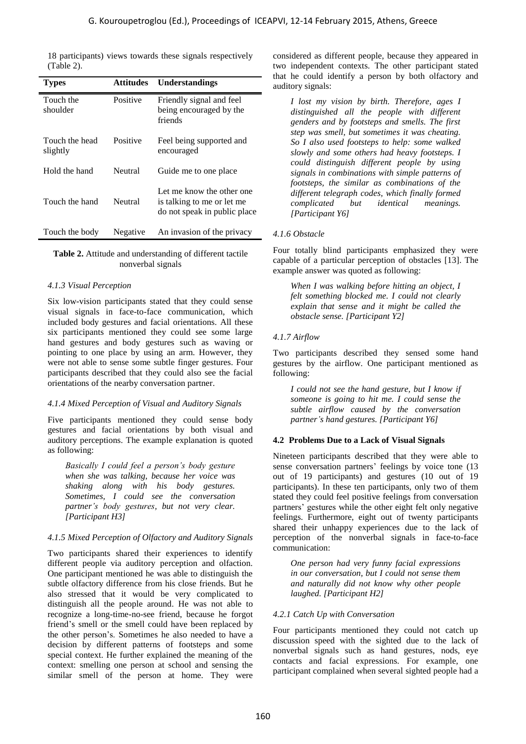18 participants) views towards these signals respectively (Table 2).

| Types | Attitudes | Understandings |
|---|---|---|
| Touch the shoulder | Positive | Friendly signal and feel being encouraged by the friends |
| Touch the head slightly | Positive | Feel being supported and encouraged |
| Hold the hand | Neutral | Guide me to one place |
| Touch the hand | Neutral | Let me know the other one is talking to me or let me do not speak in public place |
| Touch the body | Negative | An invasion of the privacy |

**Table 2.** Attitude and understanding of different tactile nonverbal signals

#### *4.1.3 Visual Perception*

Six low-vision participants stated that they could sense visual signals in face-to-face communication, which included body gestures and facial orientations. All these six participants mentioned they could see some large hand gestures and body gestures such as waving or pointing to one place by using an arm. However, they were not able to sense some subtle finger gestures. Four participants described that they could also see the facial orientations of the nearby conversation partner.

#### *4.1.4 Mixed Perception of Visual and Auditory Signals*

Five participants mentioned they could sense body gestures and facial orientations by both visual and auditory perceptions. The example explanation is quoted as following:

> *Basically I could feel a person's body gesture when she was talking, because her voice was shaking along with his body gestures. Sometimes, I could see the conversation partner's body gestures, but not very clear. [Participant H3]*

#### *4.1.5 Mixed Perception of Olfactory and Auditory Signals*

Two participants shared their experiences to identify different people via auditory perception and olfaction. One participant mentioned he was able to distinguish the subtle olfactory difference from his close friends. But he also stressed that it would be very complicated to distinguish all the people around. He was not able to recognize a long-time-no-see friend, because he forgot friend's smell or the smell could have been replaced by the other person's. Sometimes he also needed to have a decision by different patterns of footsteps and some special context. He further explained the meaning of the context: smelling one person at school and sensing the similar smell of the person at home. They were considered as different people, because they appeared in two independent contexts. The other participant stated that he could identify a person by both olfactory and auditory signals:

> *I lost my vision by birth. Therefore, ages I distinguished all the people with different genders and by footsteps and smells. The first step was smell, but sometimes it was cheating. So I also used footsteps to help: some walked slowly and some others had heavy footsteps. I could distinguish different people by using signals in combinations with simple patterns of footsteps, the similar as combinations of the different telegraph codes, which finally formed complicated but identical meanings. [Participant Y6]*

#### *4.1.6 Obstacle*

Four totally blind participants emphasized they were capable of a particular perception of obstacles [13]. The example answer was quoted as following:

> *When I was walking before hitting an object, I felt something blocked me. I could not clearly explain that sense and it might be called the obstacle sense. [Participant Y2]*

#### *4.1.7 Airflow*

Two participants described they sensed some hand gestures by the airflow. One participant mentioned as following:

> *I could not see the hand gesture, but I know if someone is going to hit me. I could sense the subtle airflow caused by the conversation partner's hand gestures. [Participant Y6]*

### **4.2 Problems Due to a Lack of Visual Signals**

Nineteen participants described that they were able to sense conversation partners' feelings by voice tone (13 out of 19 participants) and gestures (10 out of 19 participants). In these ten participants, only two of them stated they could feel positive feelings from conversation partners' gestures while the other eight felt only negative feelings. Furthermore, eight out of twenty participants shared their unhappy experiences due to the lack of perception of the nonverbal signals in face-to-face communication:

> *One person had very funny facial expressions in our conversation, but I could not sense them and naturally did not know why other people laughed. [Participant H2]*

#### *4.2.1 Catch Up with Conversation*

Four participants mentioned they could not catch up discussion speed with the sighted due to the lack of nonverbal signals such as hand gestures, nods, eye contacts and facial expressions. For example, one participant complained when several sighted people had a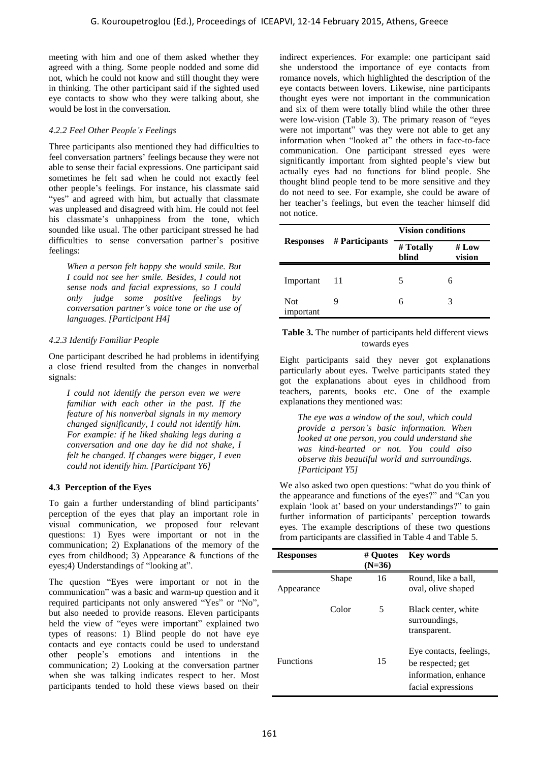meeting with him and one of them asked whether they agreed with a thing. Some people nodded and some did not, which he could not know and still thought they were in thinking. The other participant said if the sighted used eye contacts to show who they were talking about, she would be lost in the conversation.

#### *4.2.2 Feel Other People's Feelings*

Three participants also mentioned they had difficulties to feel conversation partners' feelings because they were not able to sense their facial expressions. One participant said sometimes he felt sad when he could not exactly feel other people's feelings. For instance, his classmate said "yes" and agreed with him, but actually that classmate was unpleased and disagreed with him. He could not feel his classmate's unhappiness from the tone, which sounded like usual. The other participant stressed he had difficulties to sense conversation partner's positive feelings:

> *When a person felt happy she would smile. But I could not see her smile. Besides, I could not sense nods and facial expressions, so I could only judge some positive feelings by conversation partner's voice tone or the use of languages. [Participant H4]*

#### *4.2.3 Identify Familiar People*

One participant described he had problems in identifying a close friend resulted from the changes in nonverbal signals:

> *I could not identify the person even we were familiar with each other in the past. If the feature of his nonverbal signals in my memory changed significantly, I could not identify him. For example: if he liked shaking legs during a conversation and one day he did not shake, I felt he changed. If changes were bigger, I even could not identify him. [Participant Y6]*

### 4.3 Perception of the Eyes

To gain a further understanding of blind participants' perception of the eyes that play an important role in visual communication, we proposed four relevant questions: 1) Eyes were important or not in the communication; 2) Explanations of the memory of the eyes from childhood; 3) Appearance & functions of the eyes;4) Understandings of "looking at".

The question "Eyes were important or not in the communication" was a basic and warm-up question and it required participants not only answered "Yes" or "No", but also needed to provide reasons. Eleven participants held the view of "eyes were important" explained two types of reasons: 1) Blind people do not have eye contacts and eye contacts could be used to understand other people's emotions and intentions in the communication; 2) Looking at the conversation partner when she was talking indicates respect to her. Most participants tended to hold these views based on their indirect experiences. For example: one participant said she understood the importance of eye contacts from romance novels, which highlighted the description of the eye contacts between lovers. Likewise, nine participants thought eyes were not important in the communication and six of them were totally blind while the other three were low-vision (Table 3). The primary reason of "eyes were not important" was they were not able to get any information when "looked at" the others in face-to-face communication. One participant stressed eyes were significantly important from sighted people's view but actually eyes had no functions for blind people. She thought blind people tend to be more sensitive and they do not need to see. For example, she could be aware of her teacher's feelings, but even the teacher himself did not notice.

| Responses | # Participants | Vision conditions | |
|---|---|---|---|
| | | # Totally blind | # Low vision |
| Important | 11 | 5 | 6 |
| Not important | 9 | 6 | 3 |

**Table 3.** The number of participants held different views towards eyes

Eight participants said they never got explanations particularly about eyes. Twelve participants stated they got the explanations about eyes in childhood from teachers, parents, books etc. One of the example explanations they mentioned was:

> *The eye was a window of the soul, which could provide a person's basic information. When looked at one person, you could understand she was kind-hearted or not. You could also observe this beautiful world and surroundings. [Participant Y5]*

We also asked two open questions: "what do you think of the appearance and functions of the eyes?" and "Can you explain 'look at' based on your understandings?" to gain further information of participants' perception towards eyes. The example descriptions of these two questions from participants are classified in Table 4 and Table 5.

| Responses | | # Quotes (N=36) | Key words |
|---|---|---|---|
| Appearance | Shape | 16 | Round, like a ball, oval, olive shaped |
| | Color | 5 | Black center, white surroundings, transparent. |
| Functions | | 15 | Eye contacts, feelings, be respected; get information, enhance facial expressions |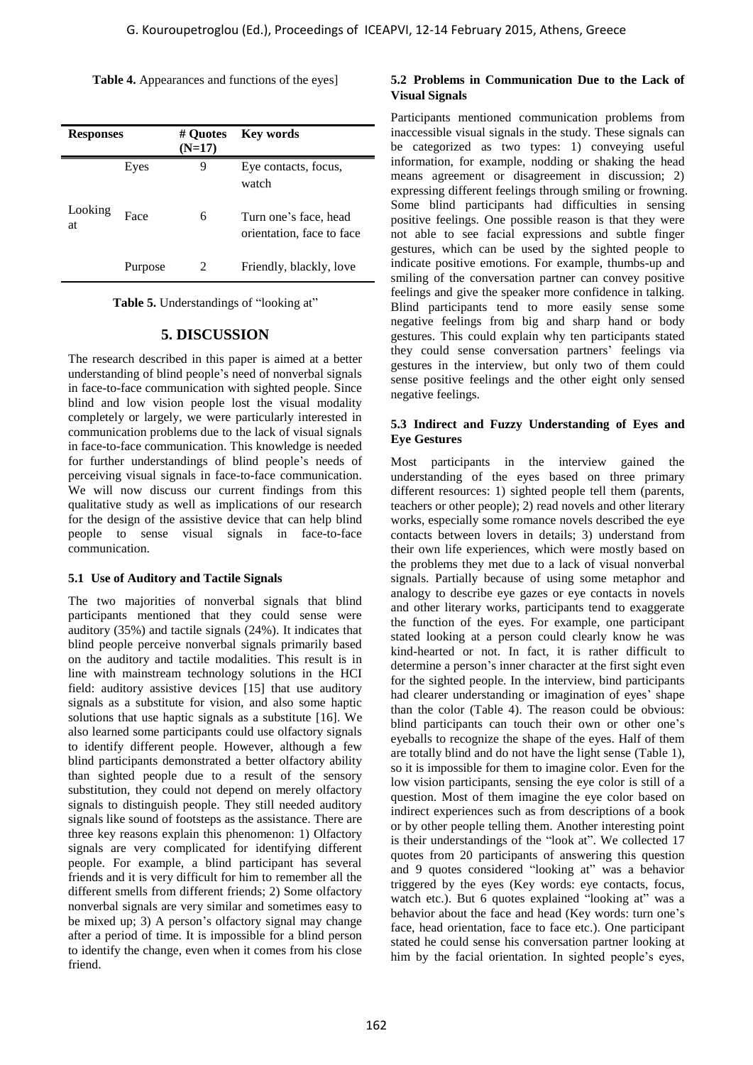**Table 4.** Appearances and functions of the eyes]

| Responses | | # Quotes (N=17) | Key words |
|---|---|---|---|
| Looking at | Eyes | 9 | Eye contacts, focus, watch |
| | Face | 6 | Turn one's face, head orientation, face to face |
| | Purpose | 2 | Friendly, blackly, love |

**Table 5.** Understandings of "looking at"

## 5. DISCUSSION

The research described in this paper is aimed at a better understanding of blind people's need of nonverbal signals in face-to-face communication with sighted people. Since blind and low vision people lost the visual modality completely or largely, we were particularly interested in communication problems due to the lack of visual signals in face-to-face communication. This knowledge is needed for further understandings of blind people's needs of perceiving visual signals in face-to-face communication. We will now discuss our current findings from this qualitative study as well as implications of our research for the design of the assistive device that can help blind people to sense visual signals in face-to-face communication.

### 5.1 Use of Auditory and Tactile Signals

The two majorities of nonverbal signals that blind participants mentioned that they could sense were auditory (35%) and tactile signals (24%). It indicates that blind people perceive nonverbal signals primarily based on the auditory and tactile modalities. This result is in line with mainstream technology solutions in the HCI field: auditory assistive devices [15] that use auditory signals as a substitute for vision, and also some haptic solutions that use haptic signals as a substitute [16]. We also learned some participants could use olfactory signals to identify different people. However, although a few blind participants demonstrated a better olfactory ability than sighted people due to a result of the sensory substitution, they could not depend on merely olfactory signals to distinguish people. They still needed auditory signals like sound of footsteps as the assistance. There are three key reasons explain this phenomenon: 1) Olfactory signals are very complicated for identifying different people. For example, a blind participant has several friends and it is very difficult for him to remember all the different smells from different friends; 2) Some olfactory nonverbal signals are very similar and sometimes easy to be mixed up; 3) A person's olfactory signal may change after a period of time. It is impossible for a blind person to identify the change, even when it comes from his close friend.

### 5.2 Problems in Communication Due to the Lack of Visual Signals

Participants mentioned communication problems from inaccessible visual signals in the study. These signals can be categorized as two types: 1) conveying useful information, for example, nodding or shaking the head means agreement or disagreement in discussion; 2) expressing different feelings through smiling or frowning. Some blind participants had difficulties in sensing positive feelings. One possible reason is that they were not able to see facial expressions and subtle finger gestures, which can be used by the sighted people to indicate positive emotions. For example, thumbs-up and smiling of the conversation partner can convey positive feelings and give the speaker more confidence in talking. Blind participants tend to more easily sense some negative feelings from big and sharp hand or body gestures. This could explain why ten participants stated they could sense conversation partners' feelings via gestures in the interview, but only two of them could sense positive feelings and the other eight only sensed negative feelings.

### 5.3 Indirect and Fuzzy Understanding of Eyes and Eye Gestures

Most participants in the interview gained the understanding of the eyes based on three primary different resources: 1) sighted people tell them (parents, teachers or other people); 2) read novels and other literary works, especially some romance novels described the eye contacts between lovers in details; 3) understand from their own life experiences, which were mostly based on the problems they met due to a lack of visual nonverbal signals. Partially because of using some metaphor and analogy to describe eye gazes or eye contacts in novels and other literary works, participants tend to exaggerate the function of the eyes. For example, one participant stated looking at a person could clearly know he was kind-hearted or not. In fact, it is rather difficult to determine a person's inner character at the first sight even for the sighted people. In the interview, bind participants had clearer understanding or imagination of eyes' shape than the color (Table 4). The reason could be obvious: blind participants can touch their own or other one's eyeballs to recognize the shape of the eyes. Half of them are totally blind and do not have the light sense (Table 1), so it is impossible for them to imagine color. Even for the low vision participants, sensing the eye color is still of a question. Most of them imagine the eye color based on indirect experiences such as from descriptions of a book or by other people telling them. Another interesting point is their understandings of the "look at". We collected 17 quotes from 20 participants of answering this question and 9 quotes considered "looking at" was a behavior triggered by the eyes (Key words: eye contacts, focus, watch etc.). But 6 quotes explained "looking at" was a behavior about the face and head (Key words: turn one's face, head orientation, face to face etc.). One participant stated he could sense his conversation partner looking at him by the facial orientation. In sighted people's eyes,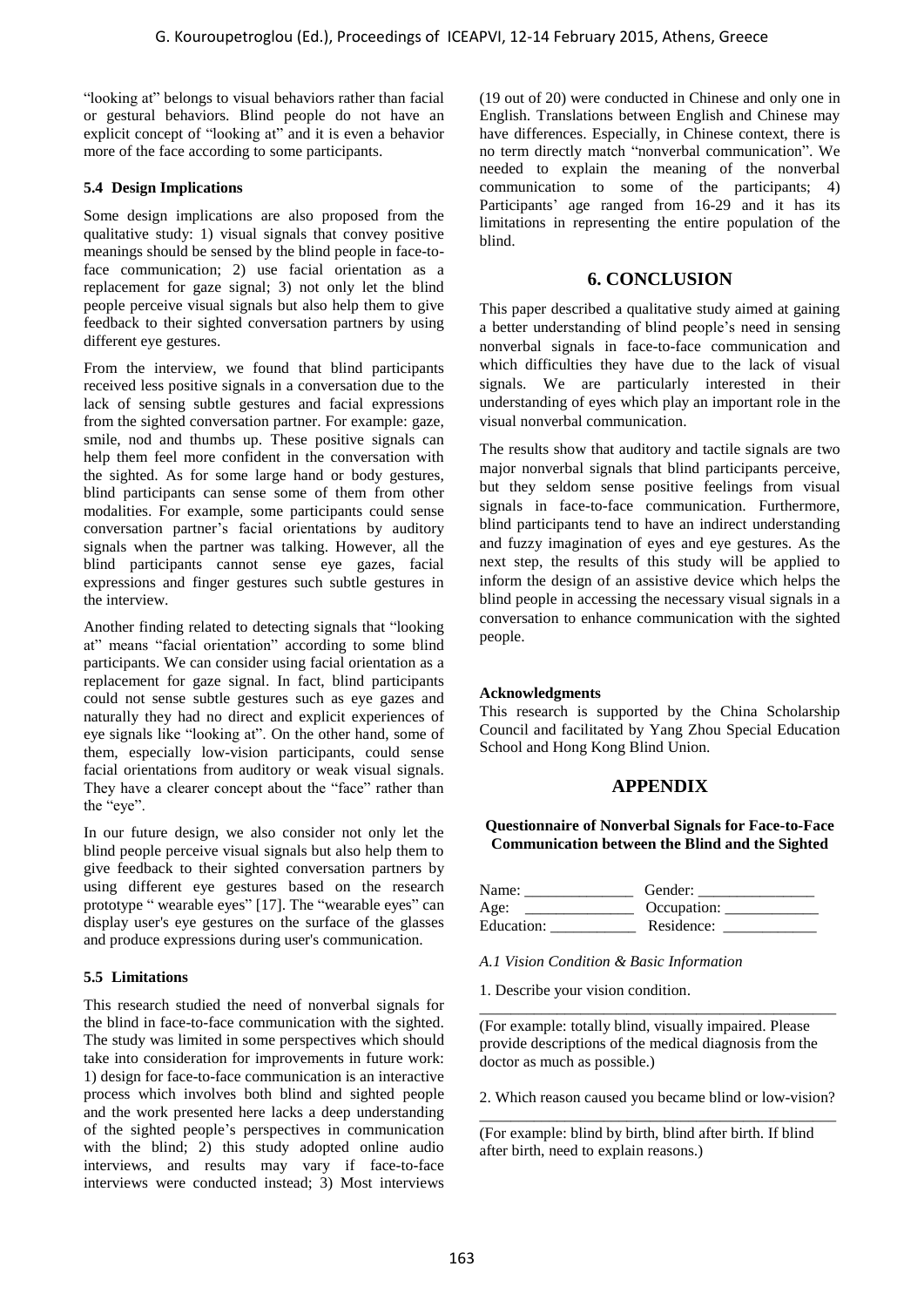"looking at" belongs to visual behaviors rather than facial or gestural behaviors. Blind people do not have an explicit concept of "looking at" and it is even a behavior more of the face according to some participants.

### 5.4 Design Implications

Some design implications are also proposed from the qualitative study: 1) visual signals that convey positive meanings should be sensed by the blind people in face-to-face communication; 2) use facial orientation as a replacement for gaze signal; 3) not only let the blind people perceive visual signals but also help them to give feedback to their sighted conversation partners by using different eye gestures.

From the interview, we found that blind participants received less positive signals in a conversation due to the lack of sensing subtle gestures and facial expressions from the sighted conversation partner. For example: gaze, smile, nod and thumbs up. These positive signals can help them feel more confident in the conversation with the sighted. As for some large hand or body gestures, blind participants can sense some of them from other modalities. For example, some participants could sense conversation partner's facial orientations by auditory signals when the partner was talking. However, all the blind participants cannot sense eye gazes, facial expressions and finger gestures such subtle gestures in the interview.

Another finding related to detecting signals that "looking at" means "facial orientation" according to some blind participants. We can consider using facial orientation as a replacement for gaze signal. In fact, blind participants could not sense subtle gestures such as eye gazes and naturally they had no direct and explicit experiences of eye signals like "looking at". On the other hand, some of them, especially low-vision participants, could sense facial orientations from auditory or weak visual signals. They have a clearer concept about the "face" rather than the "eye".

In our future design, we also consider not only let the blind people perceive visual signals but also help them to give feedback to their sighted conversation partners by using different eye gestures based on the research prototype " wearable eyes" [17]. The "wearable eyes" can display user's eye gestures on the surface of the glasses and produce expressions during user's communication.

### 5.5 Limitations

This research studied the need of nonverbal signals for the blind in face-to-face communication with the sighted. The study was limited in some perspectives which should take into consideration for improvements in future work: 1) design for face-to-face communication is an interactive process which involves both blind and sighted people and the work presented here lacks a deep understanding of the sighted people's perspectives in communication with the blind; 2) this study adopted online audio interviews, and results may vary if face-to-face interviews were conducted instead; 3) Most interviews (19 out of 20) were conducted in Chinese and only one in English. Translations between English and Chinese may have differences. Especially, in Chinese context, there is no term directly match "nonverbal communication". We needed to explain the meaning of the nonverbal communication to some of the participants; 4) Participants' age ranged from 16-29 and it has its limitations in representing the entire population of the blind.

## 6. CONCLUSION

This paper described a qualitative study aimed at gaining a better understanding of blind people's need in sensing nonverbal signals in face-to-face communication and which difficulties they have due to the lack of visual signals. We are particularly interested in their understanding of eyes which play an important role in the visual nonverbal communication.

The results show that auditory and tactile signals are two major nonverbal signals that blind participants perceive, but they seldom sense positive feelings from visual signals in face-to-face communication. Furthermore, blind participants tend to have an indirect understanding and fuzzy imagination of eyes and eye gestures. As the next step, the results of this study will be applied to inform the design of an assistive device which helps the blind people in accessing the necessary visual signals in a conversation to enhance communication with the sighted people.

#### Acknowledgments

This research is supported by the China Scholarship Council and facilitated by Yang Zhou Special Education School and Hong Kong Blind Union.

## APPENDIX

#### Questionnaire of Nonverbal Signals for Face-to-Face Communication between the Blind and the Sighted

Name: ______________ Gender: _______________
Age: ______________ Occupation: ____________
Education: ___________ Residence: ____________

*A.1 Vision Condition & Basic Information*

1. Describe your vision condition.

_______________________________________________

(For example: totally blind, visually impaired. Please provide descriptions of the medical diagnosis from the doctor as much as possible.)

2. Which reason caused you became blind or low-vision?

_______________________________________________

(For example: blind by birth, blind after birth. If blind after birth, need to explain reasons.)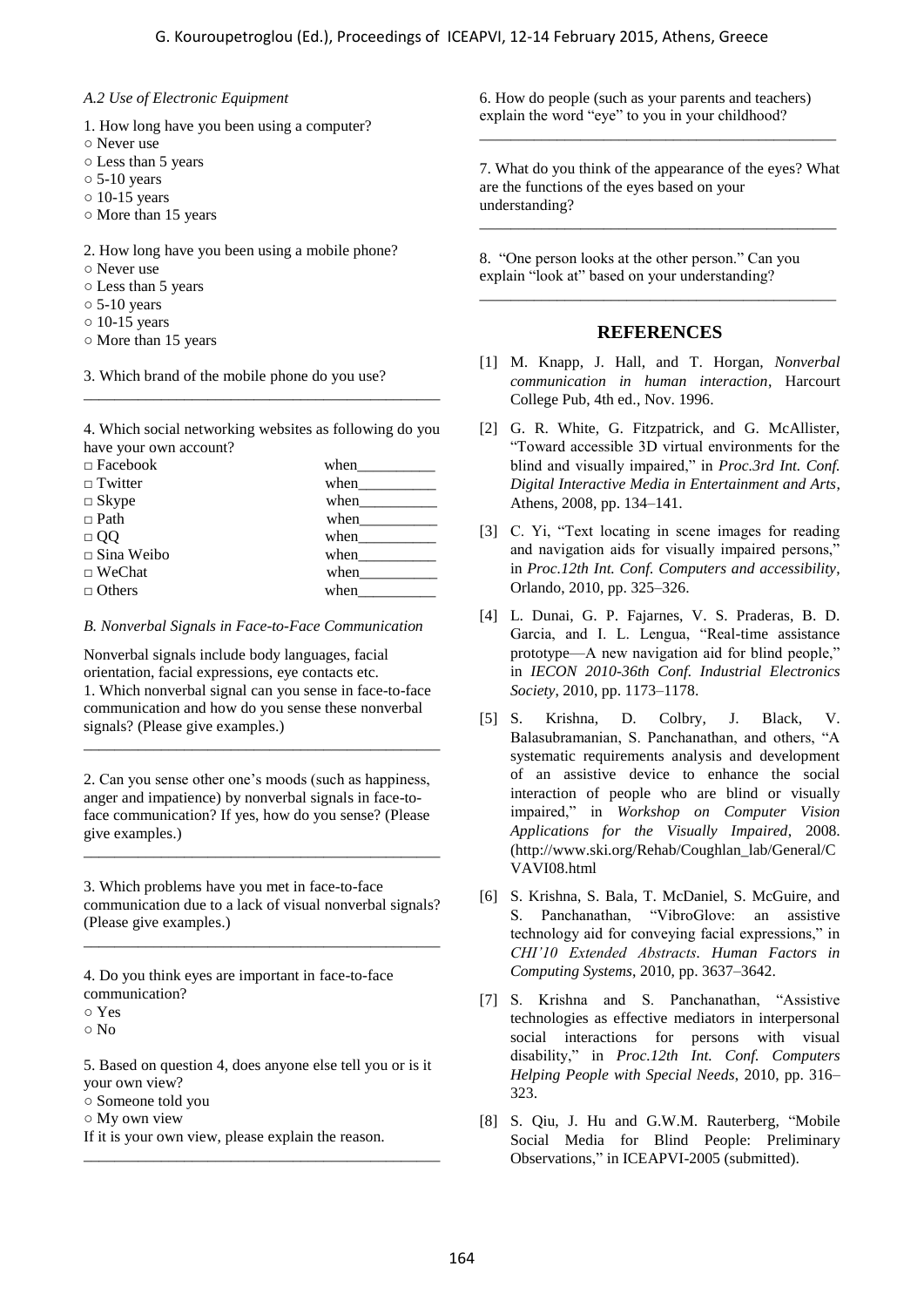*A.2 Use of Electronic Equipment*

1. How long have you been using a computer?
○ Never use
○ Less than 5 years
○ 5-10 years
○ 10-15 years
○ More than 15 years

2. How long have you been using a mobile phone?
○ Never use
○ Less than 5 years
○ 5-10 years
○ 10-15 years
○ More than 15 years

3. Which brand of the mobile phone do you use?

_______________________________________________

4. Which social networking websites as following do you have your own account?

□ Facebook when__________
□ Twitter when__________
□ Skype when__________
□ Path when__________
□ QQ when__________
□ Sina Weibo when__________
□ WeChat when__________
□ Others when__________

*B. Nonverbal Signals in Face-to-Face Communication*

Nonverbal signals include body languages, facial orientation, facial expressions, eye contacts etc.

1. Which nonverbal signal can you sense in face-to-face communication and how do you sense these nonverbal signals? (Please give examples.)

_______________________________________________

2. Can you sense other one's moods (such as happiness, anger and impatience) by nonverbal signals in face-to-face communication? If yes, how do you sense? (Please give examples.)

_______________________________________________

3. Which problems have you met in face-to-face communication due to a lack of visual nonverbal signals? (Please give examples.)

_______________________________________________

4. Do you think eyes are important in face-to-face communication?
○ Yes
○ No

5. Based on question 4, does anyone else tell you or is it your own view?
○ Someone told you
○ My own view

If it is your own view, please explain the reason.

_______________________________________________

6. How do people (such as your parents and teachers) explain the word "eye" to you in your childhood?

_______________________________________________

7. What do you think of the appearance of the eyes? What are the functions of the eyes based on your understanding?

_______________________________________________

8. "One person looks at the other person." Can you explain "look at" based on your understanding?

_______________________________________________

## REFERENCES

[1] M. Knapp, J. Hall, and T. Horgan, *Nonverbal communication in human interaction*, Harcourt College Pub, 4th ed., Nov. 1996.

[2] G. R. White, G. Fitzpatrick, and G. McAllister, "Toward accessible 3D virtual environments for the blind and visually impaired," in *Proc.3rd Int. Conf. Digital Interactive Media in Entertainment and Arts*, Athens, 2008, pp. 134–141.

[3] C. Yi, "Text locating in scene images for reading and navigation aids for visually impaired persons," in *Proc.12th Int. Conf. Computers and accessibility*, Orlando, 2010, pp. 325–326.

[4] L. Dunai, G. P. Fajarnes, V. S. Praderas, B. D. Garcia, and I. L. Lengua, "Real-time assistance prototype—A new navigation aid for blind people," in *IECON 2010-36th Conf. Industrial Electronics Society*, 2010, pp. 1173–1178.

[5] S. Krishna, D. Colbry, J. Black, V. Balasubramanian, S. Panchanathan, and others, "A systematic requirements analysis and development of an assistive device to enhance the social interaction of people who are blind or visually impaired," in *Workshop on Computer Vision Applications for the Visually Impaired*, 2008. (http://www.ski.org/Rehab/Coughlan_lab/General/CVAVI08.html

[6] S. Krishna, S. Bala, T. McDaniel, S. McGuire, and S. Panchanathan, "VibroGlove: an assistive technology aid for conveying facial expressions," in *CHI'10 Extended Abstracts. Human Factors in Computing Systems*, 2010, pp. 3637–3642.

[7] S. Krishna and S. Panchanathan, "Assistive technologies as effective mediators in interpersonal social interactions for persons with visual disability," in *Proc.12th Int. Conf. Computers Helping People with Special Needs*, 2010, pp. 316–323.

[8] S. Qiu, J. Hu and G.W.M. Rauterberg, "Mobile Social Media for Blind People: Preliminary Observations," in ICEAPVI-2005 (submitted).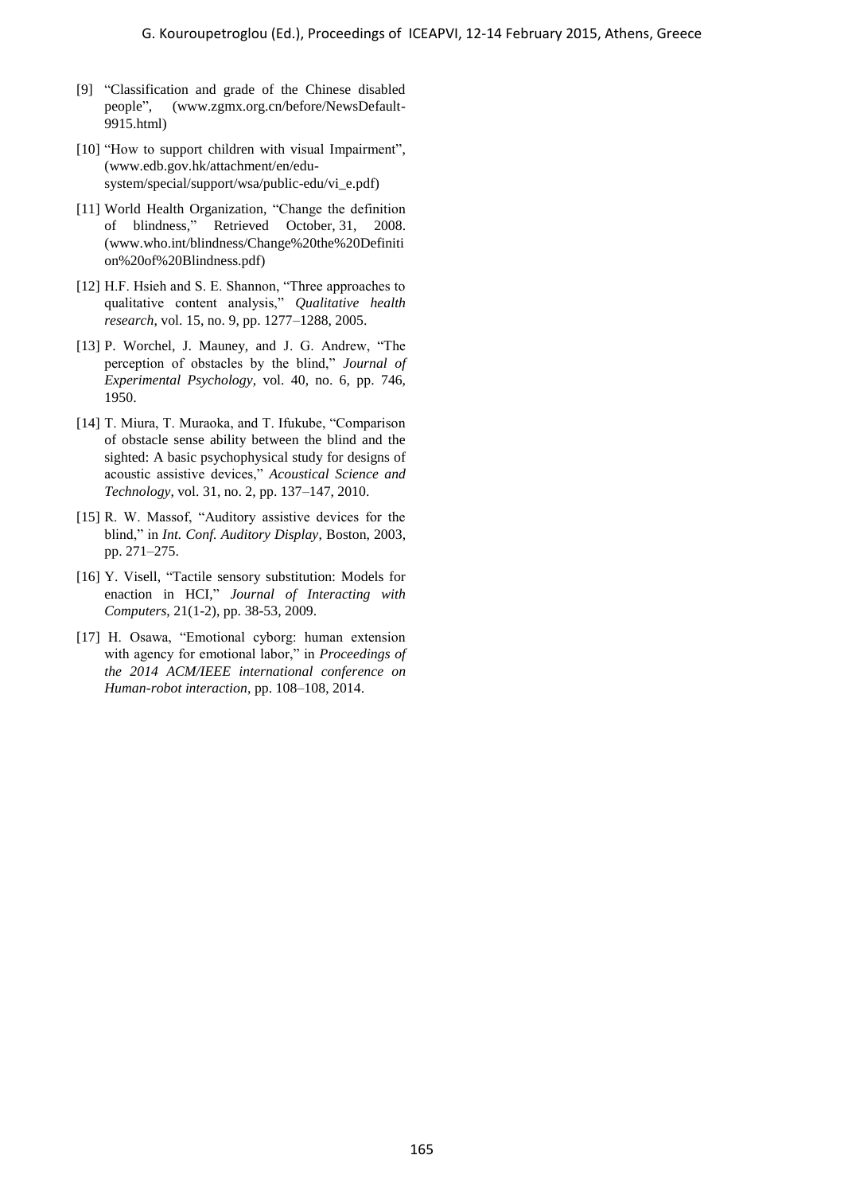[9] "Classification and grade of the Chinese disabled people", (www.zgmx.org.cn/before/NewsDefault-9915.html)

[10] "How to support children with visual Impairment", (www.edb.gov.hk/attachment/en/edu-system/special/support/wsa/public-edu/vi_e.pdf)

[11] World Health Organization, "Change the definition of blindness," Retrieved October, 31, 2008. (www.who.int/blindness/Change%20the%20Definition%20of%20Blindness.pdf)

[12] H.F. Hsieh and S. E. Shannon, "Three approaches to qualitative content analysis," *Qualitative health research,* vol. 15, no. 9, pp. 1277–1288, 2005.

[13] P. Worchel, J. Mauney, and J. G. Andrew, "The perception of obstacles by the blind," *Journal of Experimental Psychology*, vol. 40, no. 6, pp. 746, 1950.

[14] T. Miura, T. Muraoka, and T. Ifukube, "Comparison of obstacle sense ability between the blind and the sighted: A basic psychophysical study for designs of acoustic assistive devices," *Acoustical Science and Technology*, vol. 31, no. 2, pp. 137–147, 2010.

[15] R. W. Massof, "Auditory assistive devices for the blind," in *Int. Conf. Auditory Display*, Boston, 2003, pp. 271–275.

[16] Y. Visell, "Tactile sensory substitution: Models for enaction in HCI," *Journal of Interacting with Computers*, 21(1-2), pp. 38-53, 2009.

[17] H. Osawa, "Emotional cyborg: human extension with agency for emotional labor," in *Proceedings of the 2014 ACM/IEEE international conference on Human-robot interaction*, pp. 108–108, 2014.